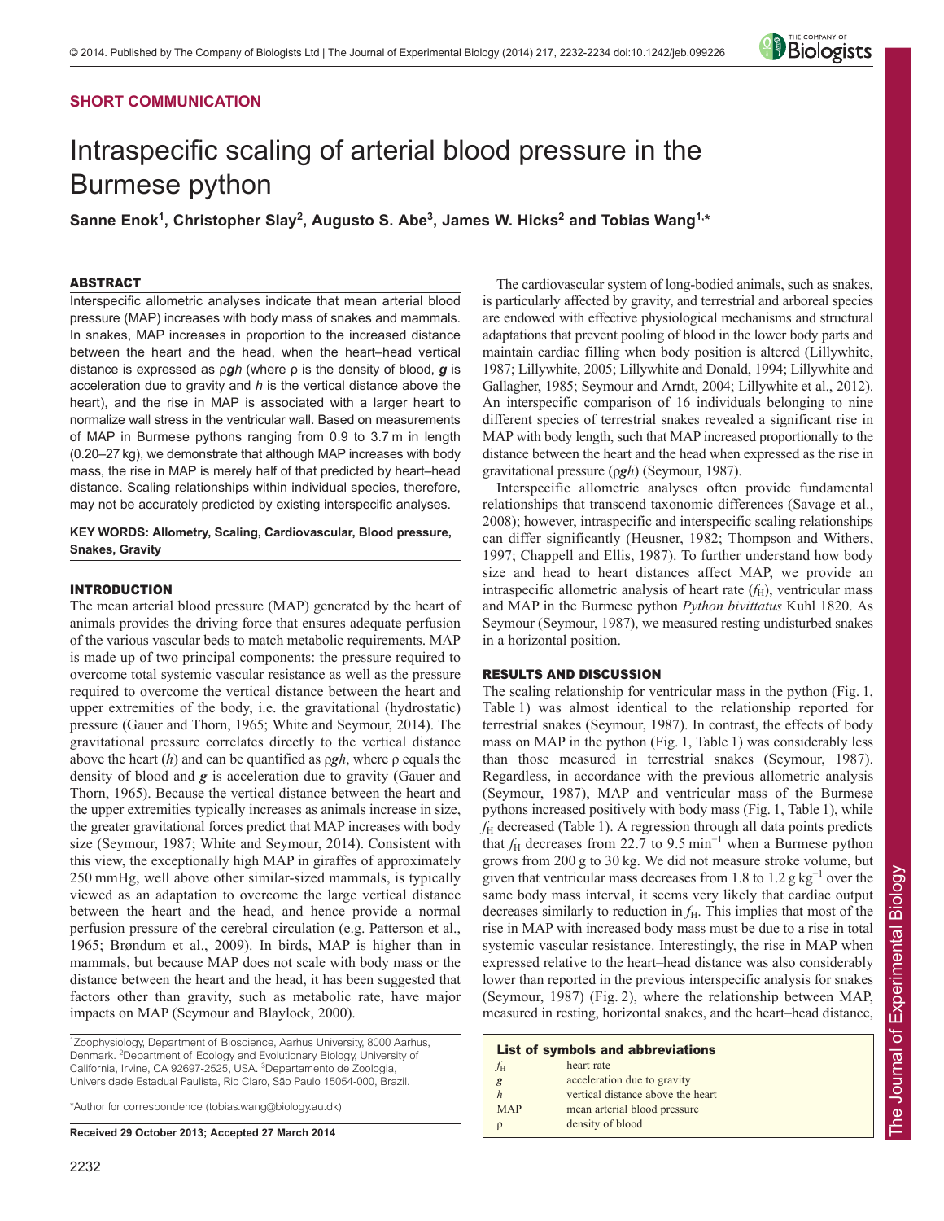## SHORT COMMUNICATION

# Intraspecific scaling of arterial blood pressure in the Burmese python

**Sanne Enok[1], Christopher Slay[2], Augusto S. Abe[3], James W. Hicks[2] and Tobias Wang[1,*]**

### ABSTRACT

Interspecific allometric analyses indicate that mean arterial blood pressure (MAP) increases with body mass of snakes and mammals. In snakes, MAP increases in proportion to the increased distance between the heart and the head, when the heart–head vertical distance is expressed as $\rho \boldsymbol{g} h$ (where $\rho$ is the density of blood, $\boldsymbol{g}$ is acceleration due to gravity and $h$ is the vertical distance above the heart), and the rise in MAP is associated with a larger heart to normalize wall stress in the ventricular wall. Based on measurements of MAP in Burmese pythons ranging from 0.9 to 3.7 m in length (0.20–27 kg), we demonstrate that although MAP increases with body mass, the rise in MAP is merely half of that predicted by heart–head distance. Scaling relationships within individual species, therefore, may not be accurately predicted by existing interspecific analyses.

**KEY WORDS: Allometry, Scaling, Cardiovascular, Blood pressure, Snakes, Gravity**

### INTRODUCTION

The mean arterial blood pressure (MAP) generated by the heart of animals provides the driving force that ensures adequate perfusion of the various vascular beds to match metabolic requirements. MAP is made up of two principal components: the pressure required to overcome total systemic vascular resistance as well as the pressure required to overcome the vertical distance between the heart and upper extremities of the body, i.e. the gravitational (hydrostatic) pressure (Gauer and Thorn, 1965; White and Seymour, 2014). The gravitational pressure correlates directly to the vertical distance above the heart ($h$) and can be quantified as $\rho \boldsymbol{g} h$, where $\rho$ equals the density of blood and $\boldsymbol{g}$ is acceleration due to gravity (Gauer and Thorn, 1965). Because the vertical distance between the heart and the upper extremities typically increases as animals increase in size, the greater gravitational forces predict that MAP increases with body size (Seymour, 1987; White and Seymour, 2014). Consistent with this view, the exceptionally high MAP in giraffes of approximately 250 mmHg, well above other similar-sized mammals, is typically viewed as an adaptation to overcome the large vertical distance between the heart and the head, and hence provide a normal perfusion pressure of the cerebral circulation (e.g. Patterson et al., 1965; Brøndum et al., 2009). In birds, MAP is higher than in mammals, but because MAP does not scale with body mass or the distance between the heart and the head, it has been suggested that factors other than gravity, such as metabolic rate, have major impacts on MAP (Seymour and Blaylock, 2000).

The cardiovascular system of long-bodied animals, such as snakes, is particularly affected by gravity, and terrestrial and arboreal species are endowed with effective physiological mechanisms and structural adaptations that prevent pooling of blood in the lower body parts and maintain cardiac filling when body position is altered (Lillywhite, 1987; Lillywhite, 2005; Lillywhite and Donald, 1994; Lillywhite and Gallagher, 1985; Seymour and Arndt, 2004; Lillywhite et al., 2012). An interspecific comparison of 16 individuals belonging to nine different species of terrestrial snakes revealed a significant rise in MAP with body length, such that MAP increased proportionally to the distance between the heart and the head when expressed as the rise in gravitational pressure ($\rho \boldsymbol{g} h$) (Seymour, 1987).

Interspecific allometric analyses often provide fundamental relationships that transcend taxonomic differences (Savage et al., 2008); however, intraspecific and interspecific scaling relationships can differ significantly (Heusner, 1982; Thompson and Withers, 1997; Chappell and Ellis, 1987). To further understand how body size and head to heart distances affect MAP, we provide an intraspecific allometric analysis of heart rate ($f_H$), ventricular mass and MAP in the Burmese python *Python bivittatus* Kuhl 1820. As Seymour (Seymour, 1987), we measured resting undisturbed snakes in a horizontal position.

### RESULTS AND DISCUSSION

The scaling relationship for ventricular mass in the python (Fig. 1, Table 1) was almost identical to the relationship reported for terrestrial snakes (Seymour, 1987). In contrast, the effects of body mass on MAP in the python (Fig. 1, Table 1) was considerably less than those measured in terrestrial snakes (Seymour, 1987). Regardless, in accordance with the previous allometric analysis (Seymour, 1987), MAP and ventricular mass of the Burmese pythons increased positively with body mass (Fig. 1, Table 1), while $f_H$ decreased (Table 1). A regression through all data points predicts that $f_H$ decreases from 22.7 to 9.5 $\text{min}^{-1}$ when a Burmese python grows from 200 g to 30 kg. We did not measure stroke volume, but given that ventricular mass decreases from 1.8 to 1.2 $\text{g kg}^{-1}$ over the same body mass interval, it seems very likely that cardiac output decreases similarly to reduction in $f_H$. This implies that most of the rise in MAP with increased body mass must be due to a rise in total systemic vascular resistance. Interestingly, the rise in MAP when expressed relative to the heart–head distance was also considerably lower than reported in the previous interspecific analysis for snakes (Seymour, 1987) (Fig. 2), where the relationship between MAP, measured in resting, horizontal snakes, and the heart–head distance,

[1]Zoophysiology, Department of Bioscience, Aarhus University, 8000 Aarhus, Denmark. [2]Department of Ecology and Evolutionary Biology, University of California, Irvine, CA 92697-2525, USA. [3]Departamento de Zoologia, Universidade Estadual Paulista, Rio Claro, São Paulo 15054-000, Brazil.

*Author for correspondence (tobias.wang@biology.au.dk)

**Received 29 October 2013; Accepted 27 March 2014**

**List of symbols and abbreviations**

| | |
|---|---|
| $f_H$ | heart rate |
| $\boldsymbol{g}$ | acceleration due to gravity |
| $h$ | vertical distance above the heart |
| MAP | mean arterial blood pressure |
| $\rho$ | density of blood |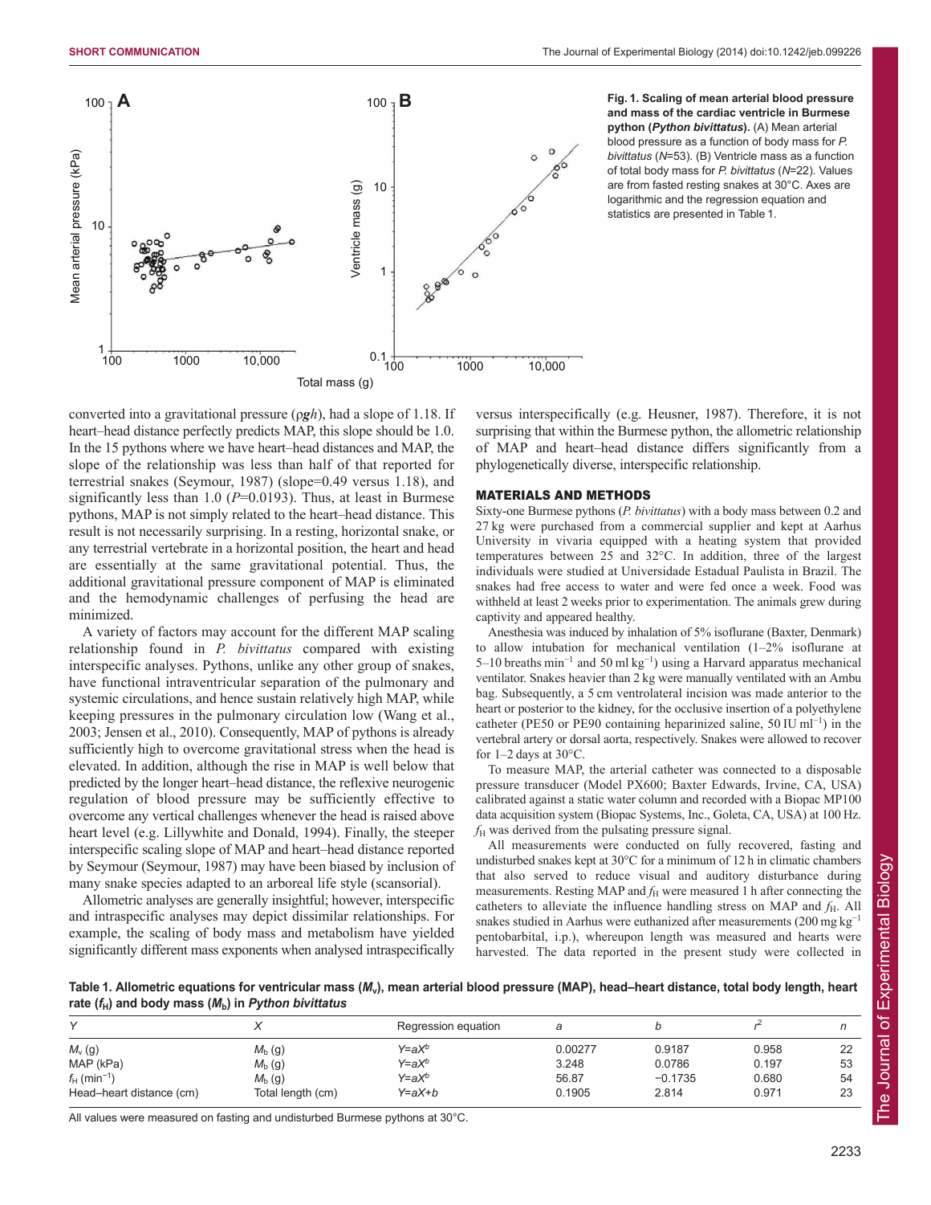Fig. 1. Scaling of mean arterial blood pressure and mass of the cardiac ventricle in Burmese python (*Python bivittatus*). (A) Mean arterial blood pressure as a function of body mass for *P. bivittatus* ($N$=53). (B) Ventricle mass as a function of total body mass for *P. bivittatus* ($N$=22). Values are from fasted resting snakes at 30°C. Axes are logarithmic and the regression equation and statistics are presented in Table 1.

converted into a gravitational pressure ($\rho gh$), had a slope of 1.18. If heart–head distance perfectly predicts MAP, this slope should be 1.0. In the 15 pythons where we have heart–head distances and MAP, the slope of the relationship was less than half of that reported for terrestrial snakes (Seymour, 1987) (slope=0.49 versus 1.18), and significantly less than 1.0 ($P$=0.0193). Thus, at least in Burmese pythons, MAP is not simply related to the heart–head distance. This result is not necessarily surprising. In a resting, horizontal snake, or any terrestrial vertebrate in a horizontal position, the heart and head are essentially at the same gravitational potential. Thus, the additional gravitational pressure component of MAP is eliminated and the hemodynamic challenges of perfusing the head are minimized.

A variety of factors may account for the different MAP scaling relationship found in *P. bivittatus* compared with existing interspecific analyses. Pythons, unlike any other group of snakes, have functional intraventricular separation of the pulmonary and systemic circulations, and hence sustain relatively high MAP, while keeping pressures in the pulmonary circulation low (Wang et al., 2003; Jensen et al., 2010). Consequently, MAP of pythons is already sufficiently high to overcome gravitational stress when the head is elevated. In addition, although the rise in MAP is well below that predicted by the longer heart–head distance, the reflexive neurogenic regulation of blood pressure may be sufficiently effective to overcome any vertical challenges whenever the head is raised above heart level (e.g. Lillywhite and Donald, 1994). Finally, the steeper interspecific scaling slope of MAP and heart–head distance reported by Seymour (Seymour, 1987) may have been biased by inclusion of many snake species adapted to an arboreal life style (scansorial).

Allometric analyses are generally insightful; however, interspecific and intraspecific analyses may depict dissimilar relationships. For example, the scaling of body mass and metabolism have yielded significantly different mass exponents when analysed intraspecifically versus interspecifically (e.g. Heusner, 1987). Therefore, it is not surprising that within the Burmese python, the allometric relationship of MAP and heart–head distance differs significantly from a phylogenetically diverse, interspecific relationship.

## MATERIALS AND METHODS

Sixty-one Burmese pythons (*P. bivittatus*) with a body mass between 0.2 and 27 kg were purchased from a commercial supplier and kept at Aarhus University in vivaria equipped with a heating system that provided temperatures between 25 and 32°C. In addition, three of the largest individuals were studied at Universidade Estadual Paulista in Brazil. The snakes had free access to water and were fed once a week. Food was withheld at least 2 weeks prior to experimentation. The animals grew during captivity and appeared healthy.

Anesthesia was induced by inhalation of 5% isoflurane (Baxter, Denmark) to allow intubation for mechanical ventilation (1–2% isoflurane at 5–10 breaths $\min^{-1}$ and 50 ml $kg^{-1}$) using a Harvard apparatus mechanical ventilator. Snakes heavier than 2 kg were manually ventilated with an Ambu bag. Subsequently, a 5 cm ventrolateral incision was made anterior to the heart or posterior to the kidney, for the occlusive insertion of a polyethylene catheter (PE50 or PE90 containing heparinized saline, 50 IU $ml^{-1}$) in the vertebral artery or dorsal aorta, respectively. Snakes were allowed to recover for 1–2 days at 30°C.

To measure MAP, the arterial catheter was connected to a disposable pressure transducer (Model PX600; Baxter Edwards, Irvine, CA, USA) calibrated against a static water column and recorded with a Biopac MP100 data acquisition system (Biopac Systems, Inc., Goleta, CA, USA) at 100 Hz. $f_H$ was derived from the pulsating pressure signal.

All measurements were conducted on fully recovered, fasting and undisturbed snakes kept at 30°C for a minimum of 12 h in climatic chambers that also served to reduce visual and auditory disturbance during measurements. Resting MAP and $f_H$ were measured 1 h after connecting the catheters to alleviate the influence handling stress on MAP and $f_H$. All snakes studied in Aarhus were euthanized after measurements (200 mg $kg^{-1}$ pentobarbital, i.p.), whereupon length was measured and hearts were harvested. The data reported in the present study were collected in

**Table 1. Allometric equations for ventricular mass ($M_v$), mean arterial blood pressure (MAP), head–heart distance, total body length, heart rate ($f_H$) and body mass ($M_b$) in *Python bivittatus***

| $Y$ | $X$ | Regression equation | $a$ | $b$ | $r^2$ | $n$ |
|---|---|---|---|---|---|---|
| $M_v$ (g) | $M_b$ (g) | $Y=aX^b$ | 0.00277 | 0.9187 | 0.958 | 22 |
| MAP (kPa) | $M_b$ (g) | $Y=aX^b$ | 3.248 | 0.0786 | 0.197 | 53 |
| $f_H$ ($\min^{-1}$) | $M_b$ (g) | $Y=aX^b$ | 56.87 | −0.1735 | 0.680 | 54 |
| Head–heart distance (cm) | Total length (cm) | $Y=aX+b$ | 0.1905 | 2.814 | 0.971 | 23 |

All values were measured on fasting and undisturbed Burmese pythons at 30°C.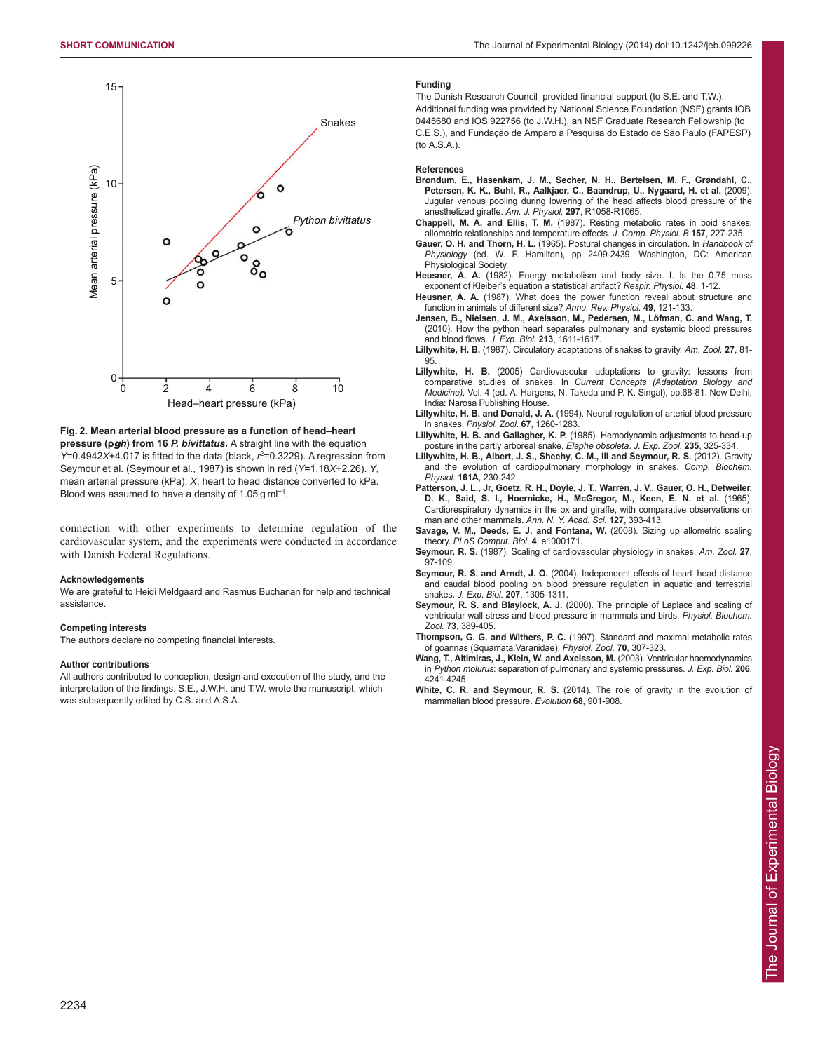15
10
5
0
0
2
4
6
8
10
Mean arterial pressure (kPa)
Head–heart pressure (kPa)
Snakes
*Python bivittatus*

**Fig. 2. Mean arterial blood pressure as a function of head–heart pressure (ρ*gh*) from 16 *P. bivittatus*.** A straight line with the equation $Y$=0.4942$X$+4.017 is fitted to the data (black, $r^2$=0.3229). A regression from Seymour et al. (Seymour et al., 1987) is shown in red ($Y$=1.18$X$+2.26). $Y$, mean arterial pressure (kPa); $X$, heart to head distance converted to kPa. Blood was assumed to have a density of 1.05 g ml$^{-1}$.

connection with other experiments to determine regulation of the cardiovascular system, and the experiments were conducted in accordance with Danish Federal Regulations.

#### Acknowledgements
We are grateful to Heidi Meldgaard and Rasmus Buchanan for help and technical assistance.

#### Competing interests
The authors declare no competing financial interests.

#### Author contributions
All authors contributed to conception, design and execution of the study, and the interpretation of the findings. S.E., J.W.H. and T.W. wrote the manuscript, which was subsequently edited by C.S. and A.S.A.

#### Funding
The Danish Research Council provided financial support (to S.E. and T.W.). Additional funding was provided by National Science Foundation (NSF) grants IOB 0445680 and IOS 922756 (to J.W.H.), an NSF Graduate Research Fellowship (to C.E.S.), and Fundação de Amparo a Pesquisa do Estado de São Paulo (FAPESP) (to A.S.A.).

#### References

**Brøndum, E., Hasenkam, J. M., Secher, N. H., Bertelsen, M. F., Grøndahl, C., Petersen, K. K., Buhl, R., Aalkjaer, C., Baandrup, U., Nygaard, H. et al.** (2009). Jugular venous pooling during lowering of the head affects blood pressure of the anesthetized giraffe. *Am. J. Physiol.* **297**, R1058-R1065.

**Chappell, M. A. and Ellis, T. M.** (1987). Resting metabolic rates in boid snakes: allometric relationships and temperature effects. *J. Comp. Physiol. B* **157**, 227-235.

**Gauer, O. H. and Thorn, H. L.** (1965). Postural changes in circulation. In *Handbook of Physiology* (ed. W. F. Hamilton), pp 2409-2439. Washington, DC: American Physiological Society.

**Heusner, A. A.** (1982). Energy metabolism and body size. I. Is the 0.75 mass exponent of Kleiber's equation a statistical artifact? *Respir. Physiol.* **48**, 1-12.

**Heusner, A. A.** (1987). What does the power function reveal about structure and function in animals of different size? *Annu. Rev. Physiol.* **49**, 121-133.

**Jensen, B., Nielsen, J. M., Axelsson, M., Pedersen, M., Löfman, C. and Wang, T.** (2010). How the python heart separates pulmonary and systemic blood pressures and blood flows. *J. Exp. Biol.* **213**, 1611-1617.

**Lillywhite, H. B.** (1987). Circulatory adaptations of snakes to gravity. *Am. Zool.* **27**, 81-95.

**Lillywhite, H. B.** (2005) Cardiovascular adaptations to gravity: lessons from comparative studies of snakes. In *Current Concepts (Adaptation Biology and Medicine)*, Vol. 4 (ed. A. Hargens, N. Takeda and P. K. Singal), pp.68-81. New Delhi, India: Narosa Publishing House.

**Lillywhite, H. B. and Donald, J. A.** (1994). Neural regulation of arterial blood pressure in snakes. *Physiol. Zool.* **67**, 1260-1283.

**Lillywhite, H. B. and Gallagher, K. P.** (1985). Hemodynamic adjustments to head-up posture in the partly arboreal snake, *Elaphe obsoleta*. *J. Exp. Zool.* **235**, 325-334.

**Lillywhite, H. B., Albert, J. S., Sheehy, C. M., III and Seymour, R. S.** (2012). Gravity and the evolution of cardiopulmonary morphology in snakes. *Comp. Biochem. Physiol.* **161A**, 230-242.

**Patterson, J. L., Jr, Goetz, R. H., Doyle, J. T., Warren, J. V., Gauer, O. H., Detweiler, D. K., Said, S. I., Hoernicke, H., McGregor, M., Keen, E. N. et al.** (1965). Cardiorespiratory dynamics in the ox and giraffe, with comparative observations on man and other mammals. *Ann. N. Y. Acad. Sci.* **127**, 393-413.

**Savage, V. M., Deeds, E. J. and Fontana, W.** (2008). Sizing up allometric scaling theory. *PLoS Comput. Biol.* **4**, e1000171.

**Seymour, R. S.** (1987). Scaling of cardiovascular physiology in snakes. *Am. Zool.* **27**, 97-109.

**Seymour, R. S. and Arndt, J. O.** (2004). Independent effects of heart–head distance and caudal blood pooling on blood pressure regulation in aquatic and terrestrial snakes. *J. Exp. Biol.* **207**, 1305-1311.

**Seymour, R. S. and Blaylock, A. J.** (2000). The principle of Laplace and scaling of ventricular wall stress and blood pressure in mammals and birds. *Physiol. Biochem. Zool.* **73**, 389-405.

**Thompson, G. G. and Withers, P. C.** (1997). Standard and maximal metabolic rates of goannas (Squamata:Varanidae). *Physiol. Zool.* **70**, 307-323.

**Wang, T., Altimiras, J., Klein, W. and Axelsson, M.** (2003). Ventricular haemodynamics in *Python molurus*: separation of pulmonary and systemic pressures. *J. Exp. Biol.* **206**, 4241-4245.

**White, C. R. and Seymour, R. S.** (2014). The role of gravity in the evolution of mammalian blood pressure. *Evolution* **68**, 901-908.